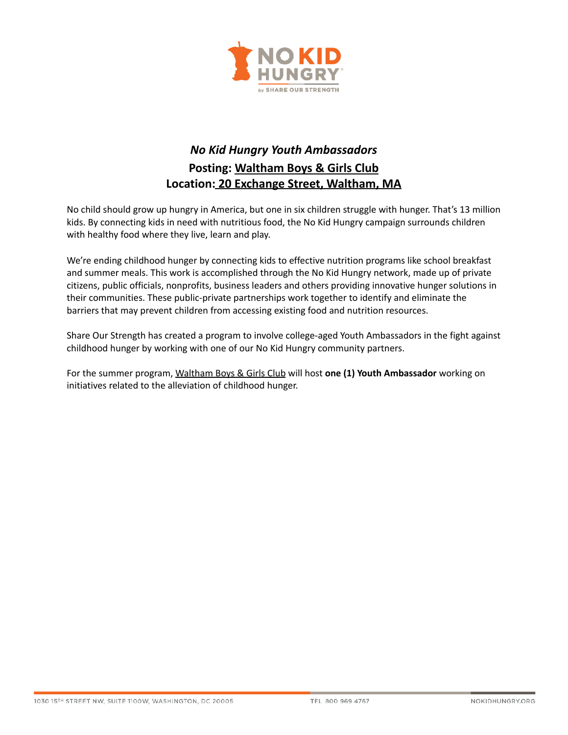# *No Kid Hungry Youth Ambassadors*

## Posting: Waltham Boys & Girls Club

## Location: 20 Exchange Street, Waltham, MA

No child should grow up hungry in America, but one in six children struggle with hunger. That's 13 million kids. By connecting kids in need with nutritious food, the No Kid Hungry campaign surrounds children with healthy food where they live, learn and play.

We're ending childhood hunger by connecting kids to effective nutrition programs like school breakfast and summer meals. This work is accomplished through the No Kid Hungry network, made up of private citizens, public officials, nonprofits, business leaders and others providing innovative hunger solutions in their communities. These public-private partnerships work together to identify and eliminate the barriers that may prevent children from accessing existing food and nutrition resources.

Share Our Strength has created a program to involve college-aged Youth Ambassadors in the fight against childhood hunger by working with one of our No Kid Hungry community partners.

For the summer program, Waltham Boys & Girls Club will host **one (1) Youth Ambassador** working on initiatives related to the alleviation of childhood hunger.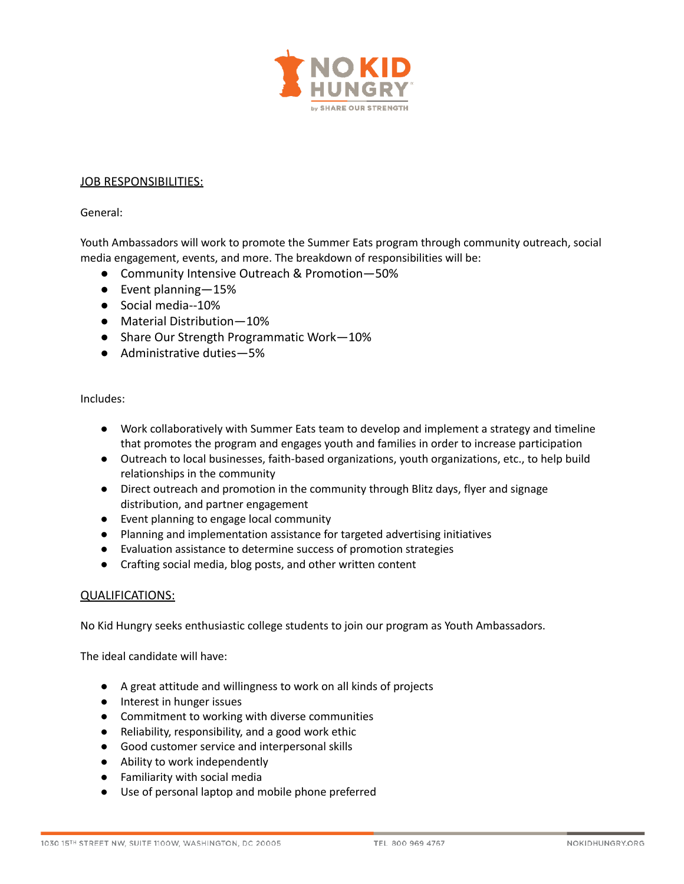## JOB RESPONSIBILITIES:

General:

Youth Ambassadors will work to promote the Summer Eats program through community outreach, social media engagement, events, and more. The breakdown of responsibilities will be:

- Community Intensive Outreach & Promotion—50%
- Event planning—15%
- Social media--10%
- Material Distribution—10%
- Share Our Strength Programmatic Work—10%
- Administrative duties—5%

Includes:

- Work collaboratively with Summer Eats team to develop and implement a strategy and timeline that promotes the program and engages youth and families in order to increase participation
- Outreach to local businesses, faith-based organizations, youth organizations, etc., to help build relationships in the community
- Direct outreach and promotion in the community through Blitz days, flyer and signage distribution, and partner engagement
- Event planning to engage local community
- Planning and implementation assistance for targeted advertising initiatives
- Evaluation assistance to determine success of promotion strategies
- Crafting social media, blog posts, and other written content

## QUALIFICATIONS:

No Kid Hungry seeks enthusiastic college students to join our program as Youth Ambassadors.

The ideal candidate will have:

- A great attitude and willingness to work on all kinds of projects
- Interest in hunger issues
- Commitment to working with diverse communities
- Reliability, responsibility, and a good work ethic
- Good customer service and interpersonal skills
- Ability to work independently
- Familiarity with social media
- Use of personal laptop and mobile phone preferred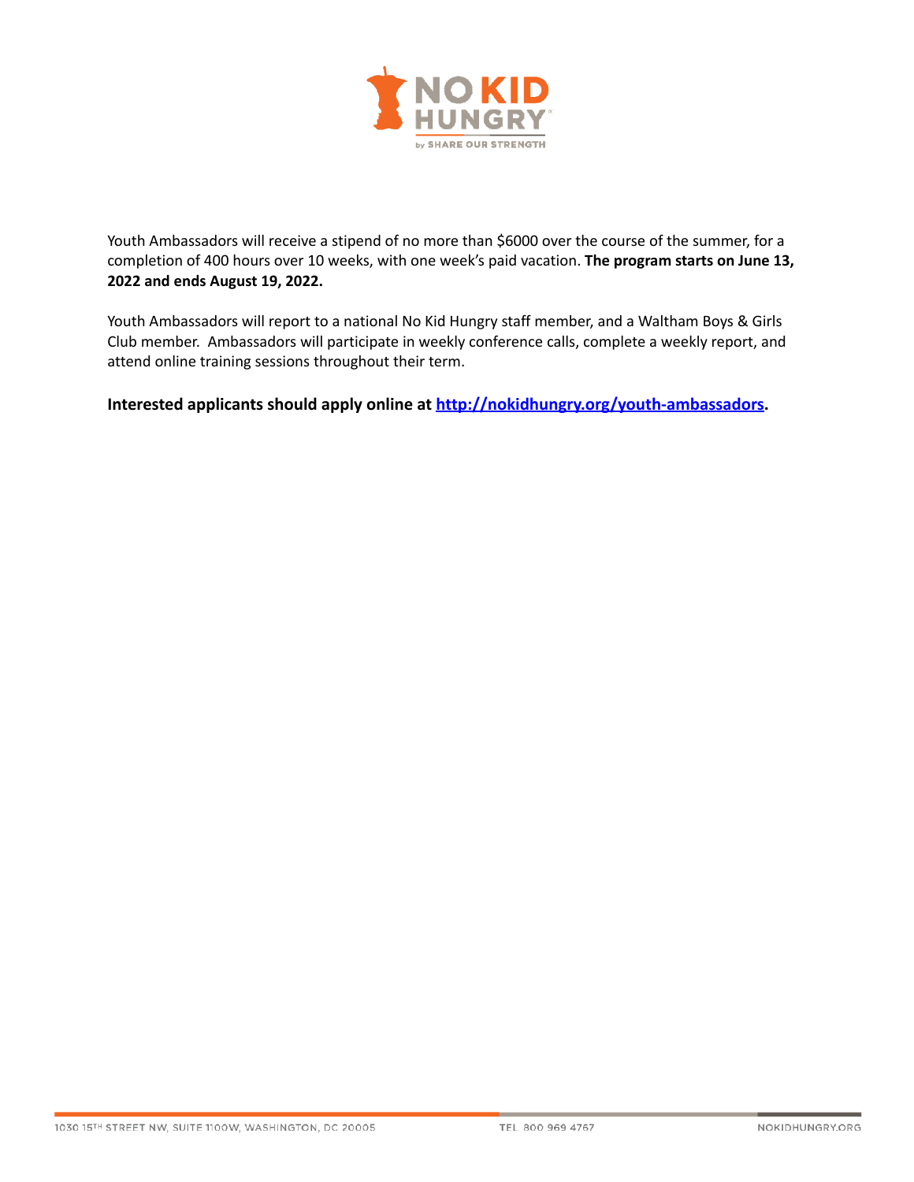Youth Ambassadors will receive a stipend of no more than $6000 over the course of the summer, for a completion of 400 hours over 10 weeks, with one week's paid vacation. **The program starts on June 13, 2022 and ends August 19, 2022.**

Youth Ambassadors will report to a national No Kid Hungry staff member, and a Waltham Boys & Girls Club member. Ambassadors will participate in weekly conference calls, complete a weekly report, and attend online training sessions throughout their term.

**Interested applicants should apply online at [http://nokidhungry.org/youth-ambassadors](http://nokidhungry.org/youth-ambassadors).**